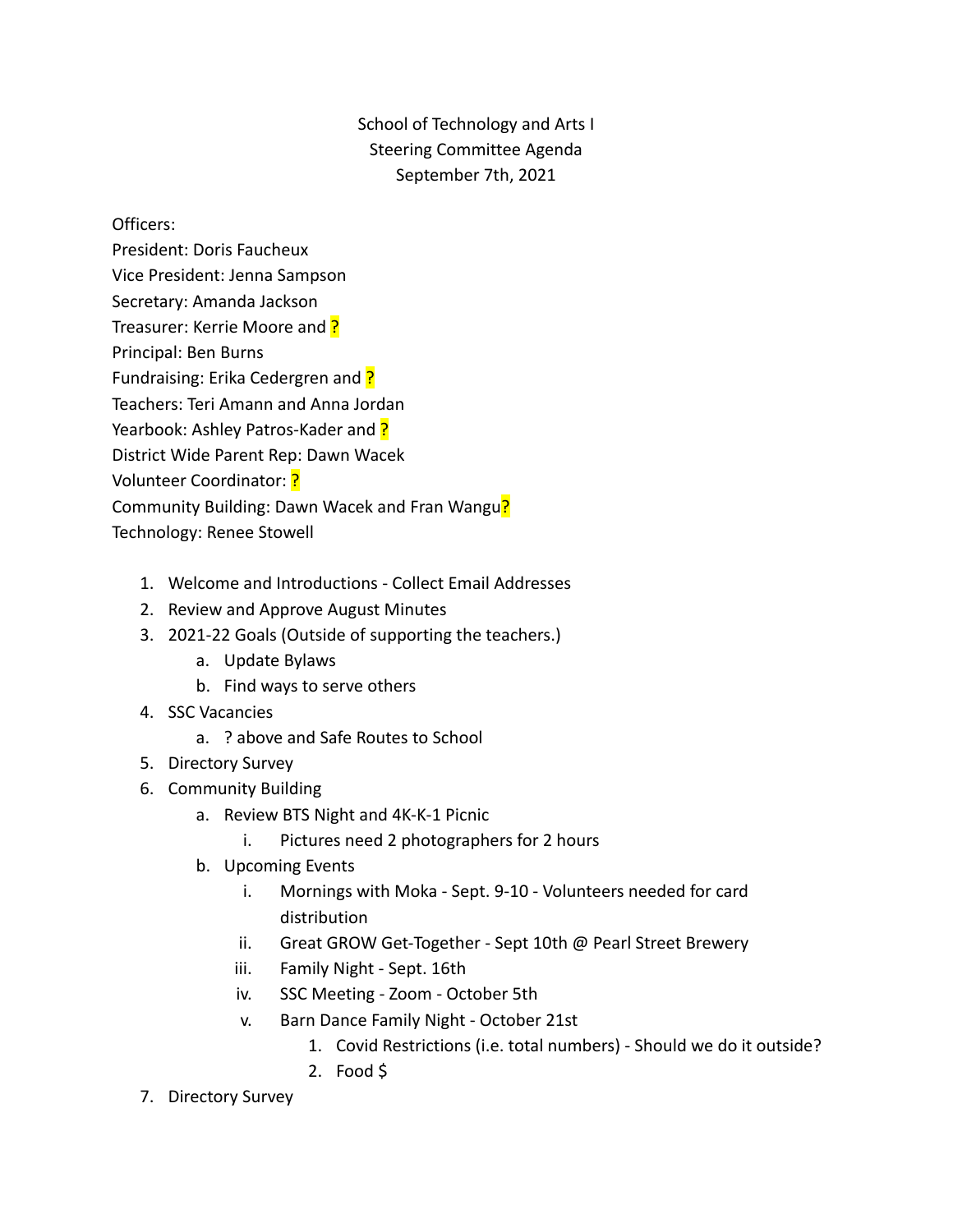School of Technology and Arts I
Steering Committee Agenda
September 7th, 2021

Officers:
President: Doris Faucheux
Vice President: Jenna Sampson
Secretary: Amanda Jackson
Treasurer: Kerrie Moore and ?
Principal: Ben Burns
Fundraising: Erika Cedergren and ?
Teachers: Teri Amann and Anna Jordan
Yearbook: Ashley Patros-Kader and ?
District Wide Parent Rep: Dawn Wacek
Volunteer Coordinator: ?
Community Building: Dawn Wacek and Fran Wangu?
Technology: Renee Stowell

1. Welcome and Introductions - Collect Email Addresses
2. Review and Approve August Minutes
3. 2021-22 Goals (Outside of supporting the teachers.)
   a. Update Bylaws
   b. Find ways to serve others
4. SSC Vacancies
   a. ? above and Safe Routes to School
5. Directory Survey
6. Community Building
   a. Review BTS Night and 4K-K-1 Picnic
      i. Pictures need 2 photographers for 2 hours
   b. Upcoming Events
      i. Mornings with Moka - Sept. 9-10 - Volunteers needed for card distribution
      ii. Great GROW Get-Together - Sept 10th @ Pearl Street Brewery
      iii. Family Night - Sept. 16th
      iv. SSC Meeting - Zoom - October 5th
      v. Barn Dance Family Night - October 21st
         1. Covid Restrictions (i.e. total numbers) - Should we do it outside?
         2. Food $
7. Directory Survey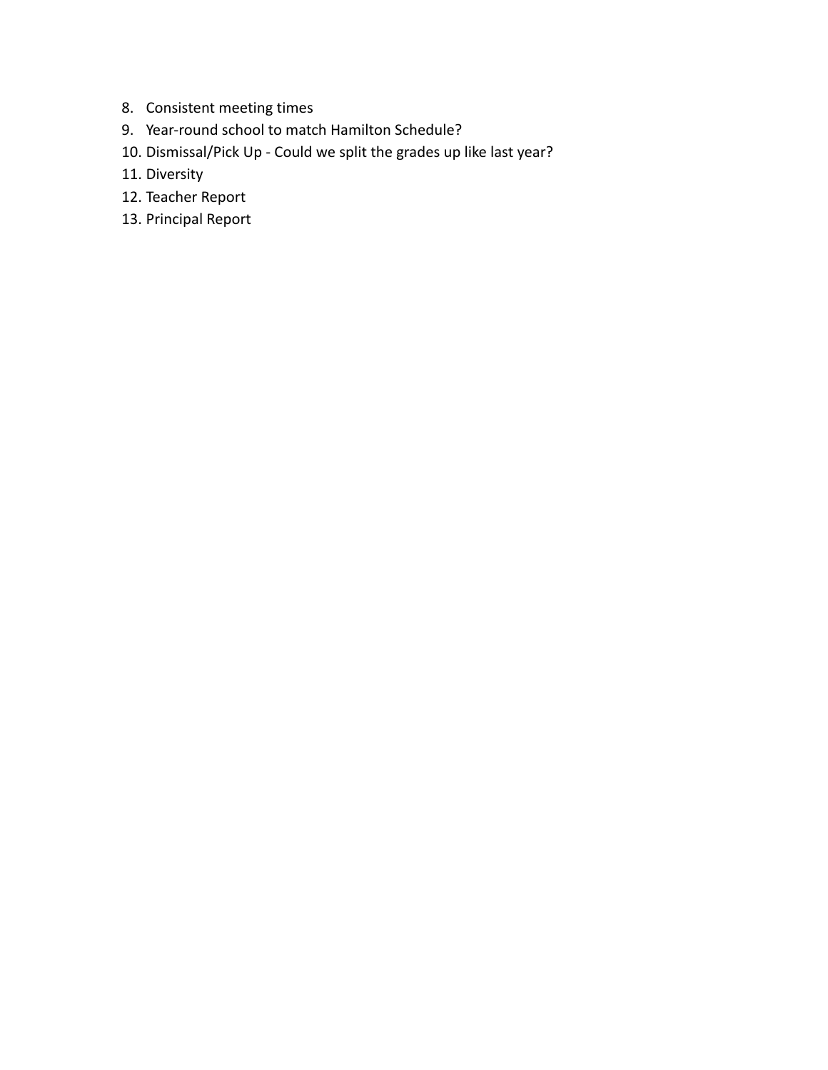8. Consistent meeting times
9. Year-round school to match Hamilton Schedule?
10. Dismissal/Pick Up - Could we split the grades up like last year?
11. Diversity
12. Teacher Report
13. Principal Report